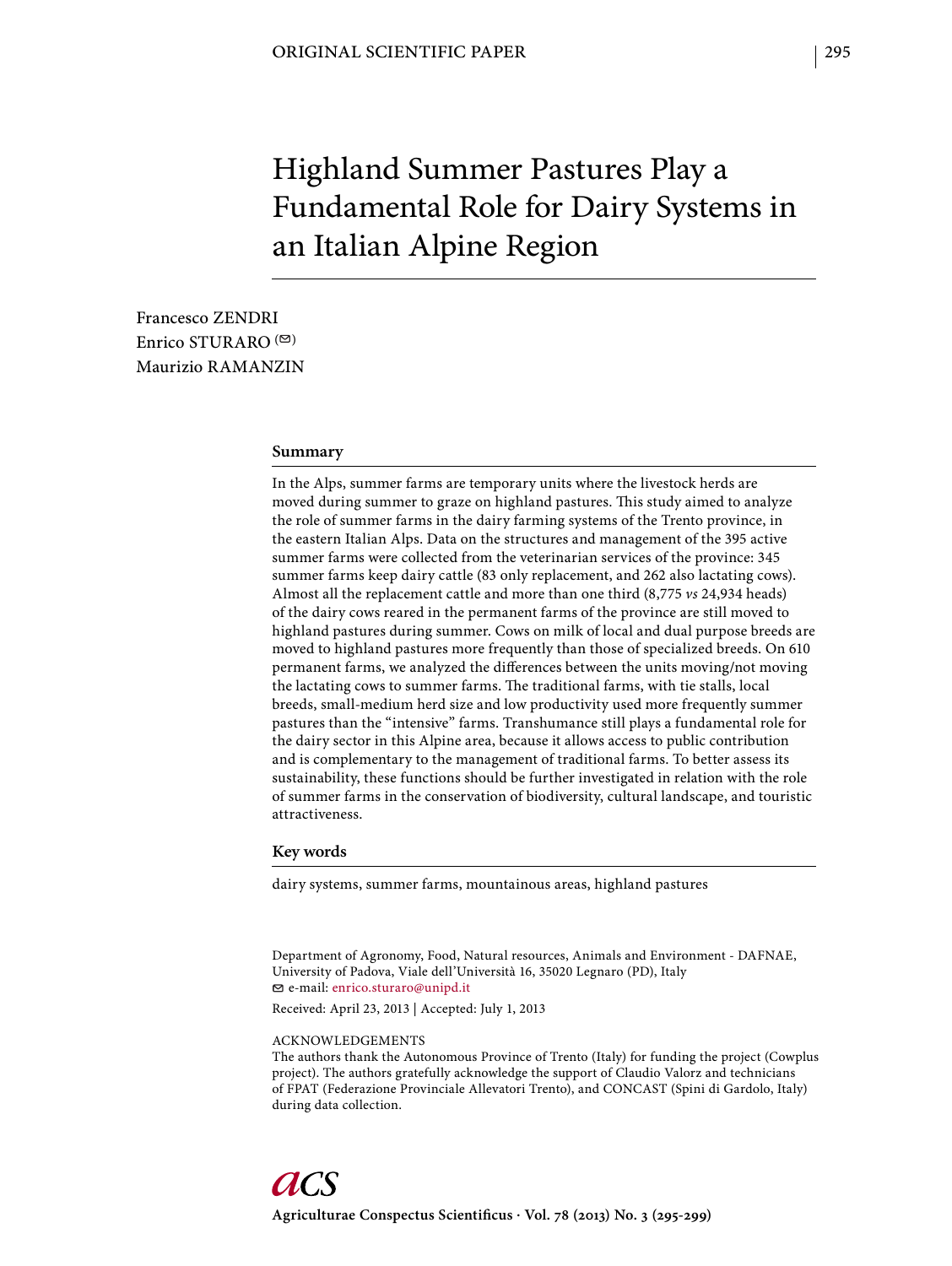ORIGINAL SCIENTIFIC PAPER

# Highland Summer Pastures Play a Fundamental Role for Dairy Systems in an Italian Alpine Region

Francesco ZENDRI
Enrico STURARO (✉)
Maurizio RAMANZIN

## Summary

In the Alps, summer farms are temporary units where the livestock herds are moved during summer to graze on highland pastures. This study aimed to analyze the role of summer farms in the dairy farming systems of the Trento province, in the eastern Italian Alps. Data on the structures and management of the 395 active summer farms were collected from the veterinarian services of the province: 345 summer farms keep dairy cattle (83 only replacement, and 262 also lactating cows). Almost all the replacement cattle and more than one third (8,775 *vs* 24,934 heads) of the dairy cows reared in the permanent farms of the province are still moved to highland pastures during summer. Cows on milk of local and dual purpose breeds are moved to highland pastures more frequently than those of specialized breeds. On 610 permanent farms, we analyzed the differences between the units moving/not moving the lactating cows to summer farms. The traditional farms, with tie stalls, local breeds, small-medium herd size and low productivity used more frequently summer pastures than the "intensive" farms. Transhumance still plays a fundamental role for the dairy sector in this Alpine area, because it allows access to public contribution and is complementary to the management of traditional farms. To better assess its sustainability, these functions should be further investigated in relation with the role of summer farms in the conservation of biodiversity, cultural landscape, and touristic attractiveness.

## Key words

dairy systems, summer farms, mountainous areas, highland pastures

Department of Agronomy, Food, Natural resources, Animals and Environment - DAFNAE, University of Padova, Viale dell'Università 16, 35020 Legnaro (PD), Italy
✉ e-mail: enrico.sturaro@unipd.it

Received: April 23, 2013 | Accepted: July 1, 2013

ACKNOWLEDGEMENTS
The authors thank the Autonomous Province of Trento (Italy) for funding the project (Cowplus project). The authors gratefully acknowledge the support of Claudio Valorz and technicians of FPAT (Federazione Provinciale Allevatori Trento), and CONCAST (Spini di Gardolo, Italy) during data collection.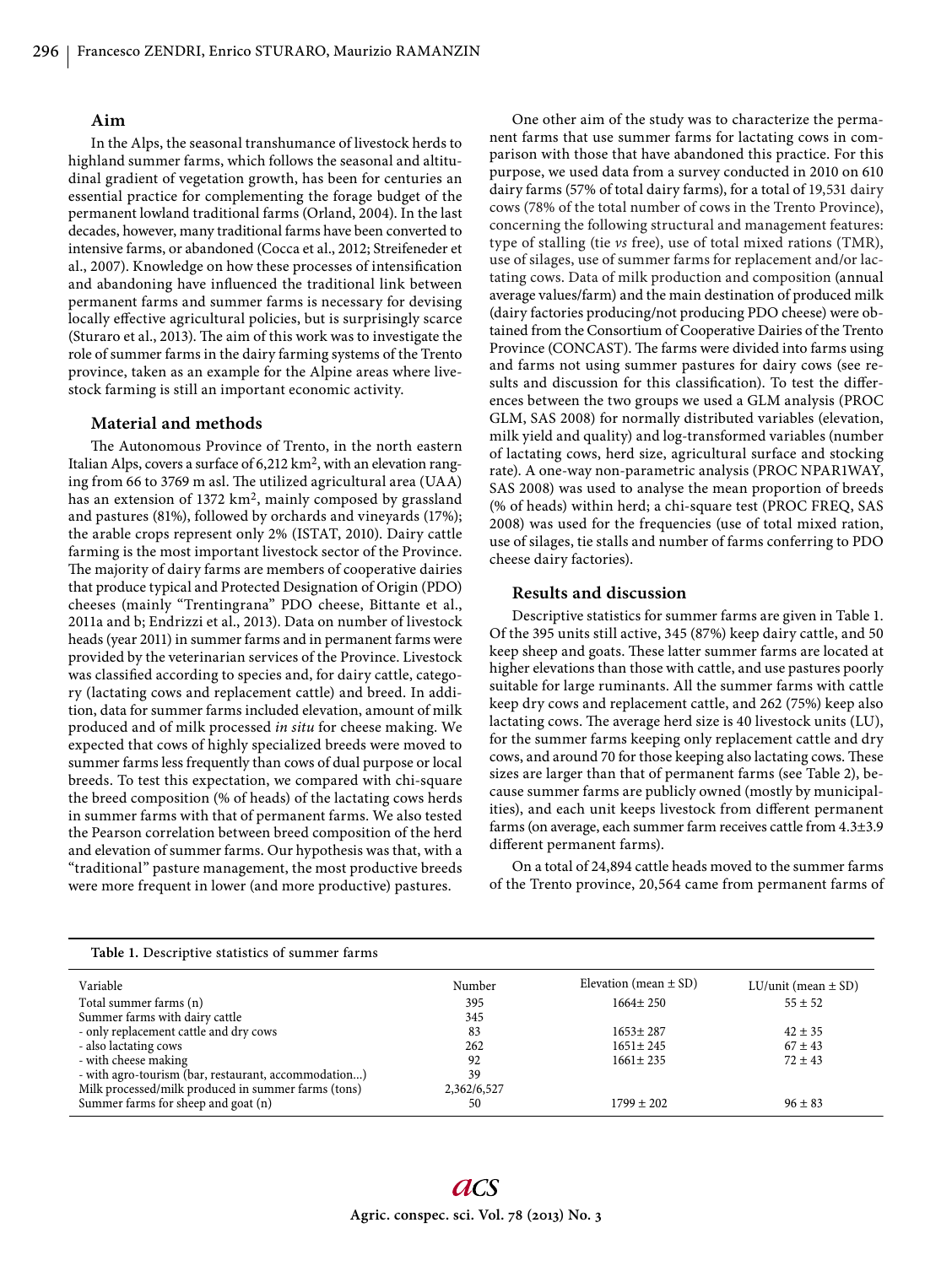## Aim

In the Alps, the seasonal transhumance of livestock herds to highland summer farms, which follows the seasonal and altitudinal gradient of vegetation growth, has been for centuries an essential practice for complementing the forage budget of the permanent lowland traditional farms (Orland, 2004). In the last decades, however, many traditional farms have been converted to intensive farms, or abandoned (Cocca et al., 2012; Streifeneder et al., 2007). Knowledge on how these processes of intensification and abandoning have influenced the traditional link between permanent farms and summer farms is necessary for devising locally effective agricultural policies, but is surprisingly scarce (Sturaro et al., 2013). The aim of this work was to investigate the role of summer farms in the dairy farming systems of the Trento province, taken as an example for the Alpine areas where livestock farming is still an important economic activity.

## Material and methods

The Autonomous Province of Trento, in the north eastern Italian Alps, covers a surface of 6,212 km$^2$, with an elevation ranging from 66 to 3769 m asl. The utilized agricultural area (UAA) has an extension of 1372 km$^2$, mainly composed by grassland and pastures (81%), followed by orchards and vineyards (17%); the arable crops represent only 2% (ISTAT, 2010). Dairy cattle farming is the most important livestock sector of the Province. The majority of dairy farms are members of cooperative dairies that produce typical and Protected Designation of Origin (PDO) cheeses (mainly "Trentingrana" PDO cheese, Bittante et al., 2011a and b; Endrizzi et al., 2013). Data on number of livestock heads (year 2011) in summer farms and in permanent farms were provided by the veterinarian services of the Province. Livestock was classified according to species and, for dairy cattle, category (lactating cows and replacement cattle) and breed. In addition, data for summer farms included elevation, amount of milk produced and of milk processed *in situ* for cheese making. We expected that cows of highly specialized breeds were moved to summer farms less frequently than cows of dual purpose or local breeds. To test this expectation, we compared with chi-square the breed composition (% of heads) of the lactating cows herds in summer farms with that of permanent farms. We also tested the Pearson correlation between breed composition of the herd and elevation of summer farms. Our hypothesis was that, with a "traditional" pasture management, the most productive breeds were more frequent in lower (and more productive) pastures.

One other aim of the study was to characterize the permanent farms that use summer farms for lactating cows in comparison with those that have abandoned this practice. For this purpose, we used data from a survey conducted in 2010 on 610 dairy farms (57% of total dairy farms), for a total of 19,531 dairy cows (78% of the total number of cows in the Trento Province), concerning the following structural and management features: type of stalling (tie *vs* free), use of total mixed rations (TMR), use of silages, use of summer farms for replacement and/or lactating cows. Data of milk production and composition (annual average values/farm) and the main destination of produced milk (dairy factories producing/not producing PDO cheese) were obtained from the Consortium of Cooperative Dairies of the Trento Province (CONCAST). The farms were divided into farms using and farms not using summer pastures for dairy cows (see results and discussion for this classification). To test the differences between the two groups we used a GLM analysis (PROC GLM, SAS 2008) for normally distributed variables (elevation, milk yield and quality) and log-transformed variables (number of lactating cows, herd size, agricultural surface and stocking rate). A one-way non-parametric analysis (PROC NPAR1WAY, SAS 2008) was used to analyse the mean proportion of breeds (% of heads) within herd; a chi-square test (PROC FREQ, SAS 2008) was used for the frequencies (use of total mixed ration, use of silages, tie stalls and number of farms conferring to PDO cheese dairy factories).

## Results and discussion

Descriptive statistics for summer farms are given in Table 1. Of the 395 units still active, 345 (87%) keep dairy cattle, and 50 keep sheep and goats. These latter summer farms are located at higher elevations than those with cattle, and use pastures poorly suitable for large ruminants. All the summer farms with cattle keep dry cows and replacement cattle, and 262 (75%) keep also lactating cows. The average herd size is 40 livestock units (LU), for the summer farms keeping only replacement cattle and dry cows, and around 70 for those keeping also lactating cows. These sizes are larger than that of permanent farms (see Table 2), because summer farms are publicly owned (mostly by municipalities), and each unit keeps livestock from different permanent farms (on average, each summer farm receives cattle from 4.3±3.9 different permanent farms).

On a total of 24,894 cattle heads moved to the summer farms of the Trento province, 20,564 came from permanent farms of

**Table 1.** Descriptive statistics of summer farms

| Variable | Number | Elevation (mean ± SD) | LU/unit (mean ± SD) |
|---|---|---|---|
| Total summer farms (n) | 395 | 1664± 250 | 55 ± 52 |
| Summer farms with dairy cattle | 345 | | |
| - only replacement cattle and dry cows | 83 | 1653± 287 | 42 ± 35 |
| - also lactating cows | 262 | 1651± 245 | 67 ± 43 |
| - with cheese making | 92 | 1661± 235 | 72 ± 43 |
| - with agro-tourism (bar, restaurant, accommodation...) | 39 | | |
| Milk processed/milk produced in summer farms (tons) | 2,362/6,527 | | |
| Summer farms for sheep and goat (n) | 50 | 1799 ± 202 | 96 ± 83 |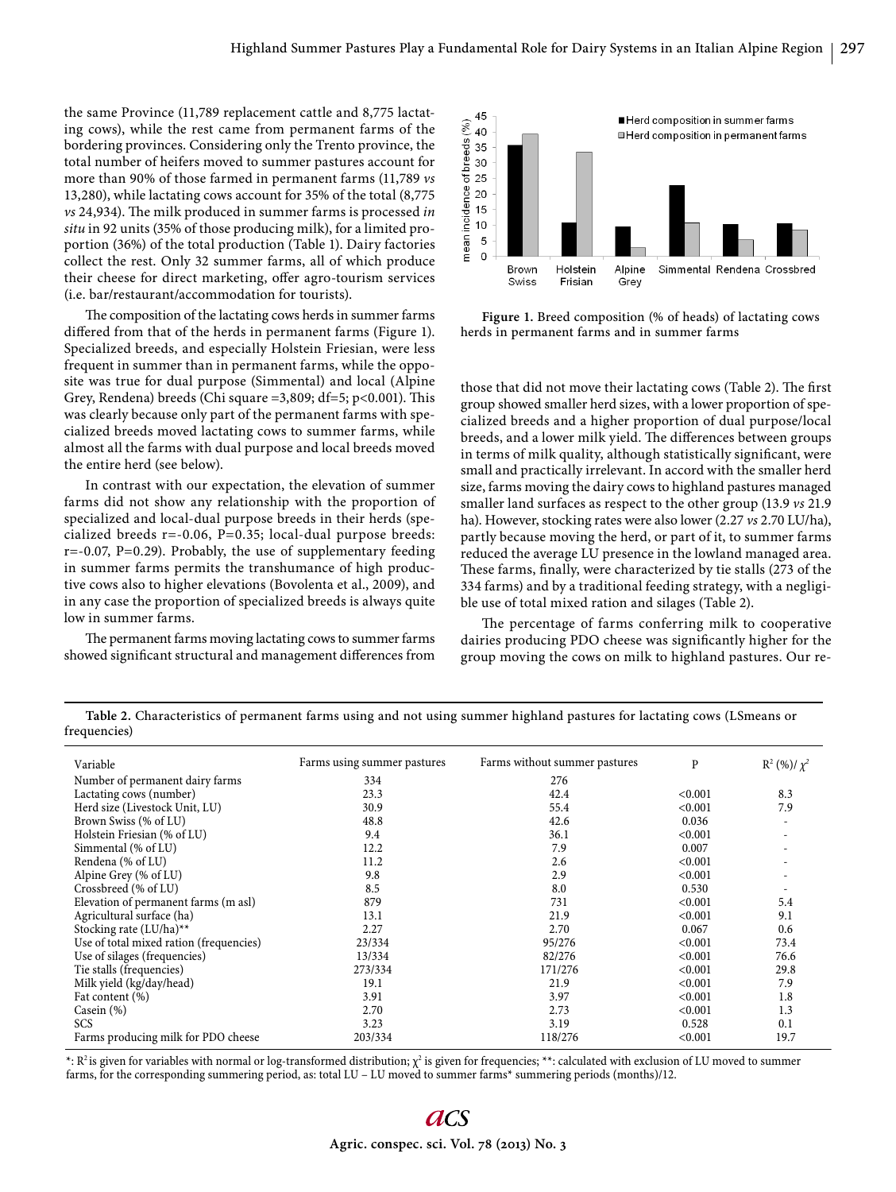the same Province (11,789 replacement cattle and 8,775 lactating cows), while the rest came from permanent farms of the bordering provinces. Considering only the Trento province, the total number of heifers moved to summer pastures account for more than 90% of those farmed in permanent farms (11,789 *vs* 13,280), while lactating cows account for 35% of the total (8,775 *vs* 24,934). The milk produced in summer farms is processed *in situ* in 92 units (35% of those producing milk), for a limited proportion (36%) of the total production (Table 1). Dairy factories collect the rest. Only 32 summer farms, all of which produce their cheese for direct marketing, offer agro-tourism services (i.e. bar/restaurant/accommodation for tourists).

The composition of the lactating cows herds in summer farms differed from that of the herds in permanent farms (Figure 1). Specialized breeds, and especially Holstein Friesian, were less frequent in summer than in permanent farms, while the opposite was true for dual purpose (Simmental) and local (Alpine Grey, Rendena) breeds (Chi square =3,809; df=5; p<0.001). This was clearly because only part of the permanent farms with specialized breeds moved lactating cows to summer farms, while almost all the farms with dual purpose and local breeds moved the entire herd (see below).

In contrast with our expectation, the elevation of summer farms did not show any relationship with the proportion of specialized and local-dual purpose breeds in their herds (specialized breeds r=-0.06, P=0.35; local-dual purpose breeds: r=-0.07, P=0.29). Probably, the use of supplementary feeding in summer farms permits the transhumance of high productive cows also to higher elevations (Bovolenta et al., 2009), and in any case the proportion of specialized breeds is always quite low in summer farms.

The permanent farms moving lactating cows to summer farms showed significant structural and management differences from those that did not move their lactating cows (Table 2). The first group showed smaller herd sizes, with a lower proportion of specialized breeds and a higher proportion of dual purpose/local breeds, and a lower milk yield. The differences between groups in terms of milk quality, although statistically significant, were small and practically irrelevant. In accord with the smaller herd size, farms moving the dairy cows to highland pastures managed smaller land surfaces as respect to the other group (13.9 *vs* 21.9 ha). However, stocking rates were also lower (2.27 *vs* 2.70 LU/ha), partly because moving the herd, or part of it, to summer farms reduced the average LU presence in the lowland managed area. These farms, finally, were characterized by tie stalls (273 of the 334 farms) and by a traditional feeding strategy, with a negligible use of total mixed ration and silages (Table 2).

The percentage of farms conferring milk to cooperative dairies producing PDO cheese was significantly higher for the group moving the cows on milk to highland pastures. Our re-

**Figure 1.** Breed composition (% of heads) of lactating cows herds in permanent farms and in summer farms

**Table 2.** Characteristics of permanent farms using and not using summer highland pastures for lactating cows (LSmeans or frequencies)

| Variable | Farms using summer pastures | Farms without summer pastures | P | $R^2$ (%)/ $\chi^2$ |
|---|---|---|---|---|
| Number of permanent dairy farms | 334 | 276 | | |
| Lactating cows (number) | 23.3 | 42.4 | <0.001 | 8.3 |
| Herd size (Livestock Unit, LU) | 30.9 | 55.4 | <0.001 | 7.9 |
| Brown Swiss (% of LU) | 48.8 | 42.6 | 0.036 | - |
| Holstein Friesian (% of LU) | 9.4 | 36.1 | <0.001 | - |
| Simmental (% of LU) | 12.2 | 7.9 | 0.007 | - |
| Rendena (% of LU) | 11.2 | 2.6 | <0.001 | - |
| Alpine Grey (% of LU) | 9.8 | 2.9 | <0.001 | - |
| Crossbreed (% of LU) | 8.5 | 8.0 | 0.530 | - |
| Elevation of permanent farms (m asl) | 879 | 731 | <0.001 | 5.4 |
| Agricultural surface (ha) | 13.1 | 21.9 | <0.001 | 9.1 |
| Stocking rate (LU/ha)** | 2.27 | 2.70 | 0.067 | 0.6 |
| Use of total mixed ration (frequencies) | 23/334 | 95/276 | <0.001 | 73.4 |
| Use of silages (frequencies) | 13/334 | 82/276 | <0.001 | 76.6 |
| Tie stalls (frequencies) | 273/334 | 171/276 | <0.001 | 29.8 |
| Milk yield (kg/day/head) | 19.1 | 21.9 | <0.001 | 7.9 |
| Fat content (%) | 3.91 | 3.97 | <0.001 | 1.8 |
| Casein (%) | 2.70 | 2.73 | <0.001 | 1.3 |
| SCS | 3.23 | 3.19 | 0.528 | 0.1 |
| Farms producing milk for PDO cheese | 203/334 | 118/276 | <0.001 | 19.7 |

*: $R^2$ is given for variables with normal or log-transformed distribution; $\chi^2$ is given for frequencies; **: calculated with exclusion of LU moved to summer farms, for the corresponding summering period, as: total LU – LU moved to summer farms* summering periods (months)/12.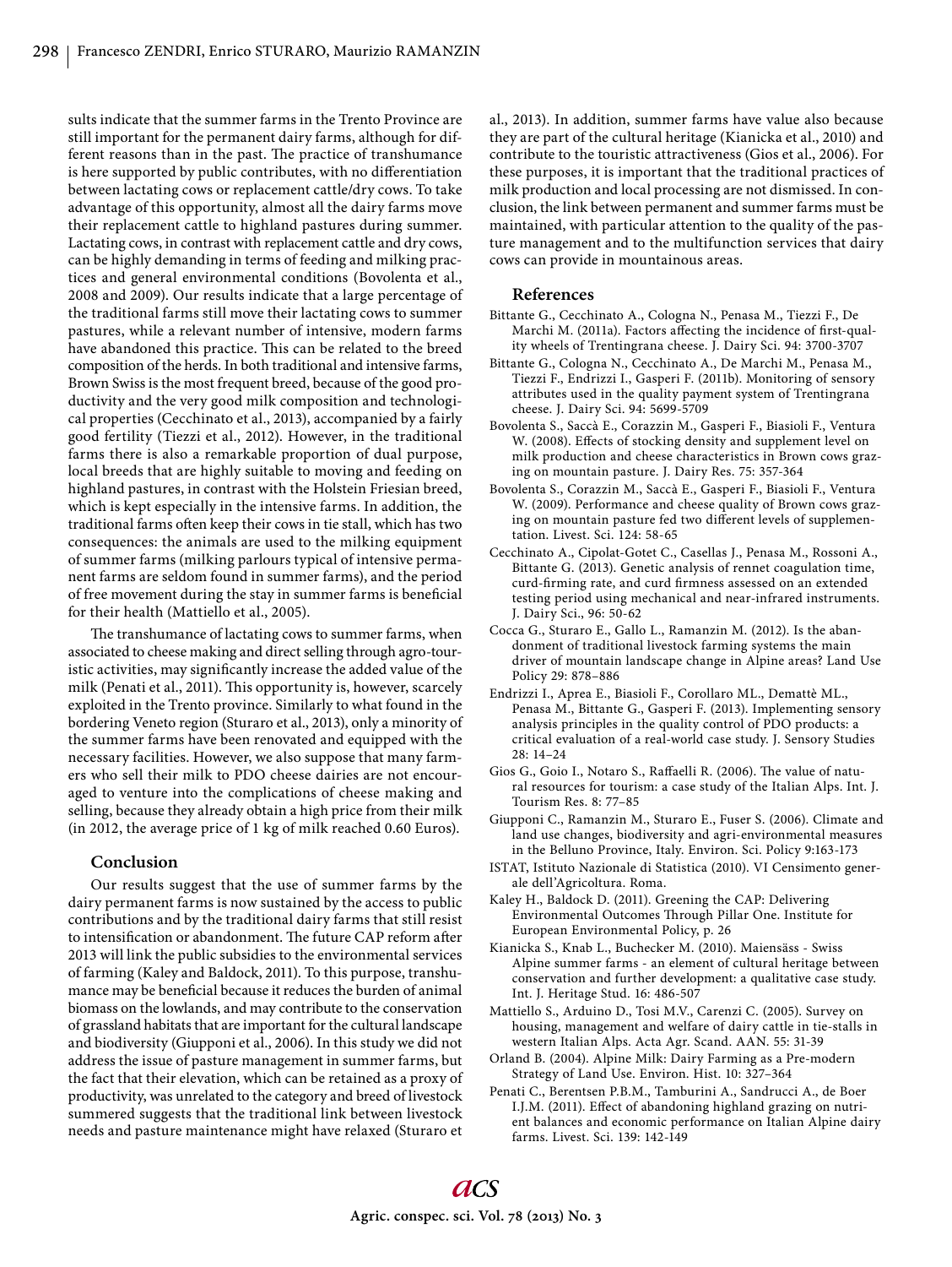sults indicate that the summer farms in the Trento Province are still important for the permanent dairy farms, although for different reasons than in the past. The practice of transhumance is here supported by public contributes, with no differentiation between lactating cows or replacement cattle/dry cows. To take advantage of this opportunity, almost all the dairy farms move their replacement cattle to highland pastures during summer. Lactating cows, in contrast with replacement cattle and dry cows, can be highly demanding in terms of feeding and milking practices and general environmental conditions (Bovolenta et al., 2008 and 2009). Our results indicate that a large percentage of the traditional farms still move their lactating cows to summer pastures, while a relevant number of intensive, modern farms have abandoned this practice. This can be related to the breed composition of the herds. In both traditional and intensive farms, Brown Swiss is the most frequent breed, because of the good productivity and the very good milk composition and technological properties (Cecchinato et al., 2013), accompanied by a fairly good fertility (Tiezzi et al., 2012). However, in the traditional farms there is also a remarkable proportion of dual purpose, local breeds that are highly suitable to moving and feeding on highland pastures, in contrast with the Holstein Friesian breed, which is kept especially in the intensive farms. In addition, the traditional farms often keep their cows in tie stall, which has two consequences: the animals are used to the milking equipment of summer farms (milking parlours typical of intensive permanent farms are seldom found in summer farms), and the period of free movement during the stay in summer farms is beneficial for their health (Mattiello et al., 2005).

The transhumance of lactating cows to summer farms, when associated to cheese making and direct selling through agro-touristic activities, may significantly increase the added value of the milk (Penati et al., 2011). This opportunity is, however, scarcely exploited in the Trento province. Similarly to what found in the bordering Veneto region (Sturaro et al., 2013), only a minority of the summer farms have been renovated and equipped with the necessary facilities. However, we also suppose that many farmers who sell their milk to PDO cheese dairies are not encouraged to venture into the complications of cheese making and selling, because they already obtain a high price from their milk (in 2012, the average price of 1 kg of milk reached 0.60 Euros).

## Conclusion

Our results suggest that the use of summer farms by the dairy permanent farms is now sustained by the access to public contributions and by the traditional dairy farms that still resist to intensification or abandonment. The future CAP reform after 2013 will link the public subsidies to the environmental services of farming (Kaley and Baldock, 2011). To this purpose, transhumance may be beneficial because it reduces the burden of animal biomass on the lowlands, and may contribute to the conservation of grassland habitats that are important for the cultural landscape and biodiversity (Giupponi et al., 2006). In this study we did not address the issue of pasture management in summer farms, but the fact that their elevation, which can be retained as a proxy of productivity, was unrelated to the category and breed of livestock summered suggests that the traditional link between livestock needs and pasture maintenance might have relaxed (Sturaro et al., 2013). In addition, summer farms have value also because they are part of the cultural heritage (Kianicka et al., 2010) and contribute to the touristic attractiveness (Gios et al., 2006). For these purposes, it is important that the traditional practices of milk production and local processing are not dismissed. In conclusion, the link between permanent and summer farms must be maintained, with particular attention to the quality of the pasture management and to the multifunction services that dairy cows can provide in mountainous areas.

## References

Bittante G., Cecchinato A., Cologna N., Penasa M., Tiezzi F., De Marchi M. (2011a). Factors affecting the incidence of first-quality wheels of Trentingrana cheese. J. Dairy Sci. 94: 3700-3707

Bittante G., Cologna N., Cecchinato A., De Marchi M., Penasa M., Tiezzi F., Endrizzi I., Gasperi F. (2011b). Monitoring of sensory attributes used in the quality payment system of Trentingrana cheese. J. Dairy Sci. 94: 5699-5709

Bovolenta S., Saccà E., Corazzin M., Gasperi F., Biasioli F., Ventura W. (2008). Effects of stocking density and supplement level on milk production and cheese characteristics in Brown cows grazing on mountain pasture. J. Dairy Res. 75: 357-364

Bovolenta S., Corazzin M., Saccà E., Gasperi F., Biasioli F., Ventura W. (2009). Performance and cheese quality of Brown cows grazing on mountain pasture fed two different levels of supplementation. Livest. Sci. 124: 58-65

Cecchinato A., Cipolat-Gotet C., Casellas J., Penasa M., Rossoni A., Bittante G. (2013). Genetic analysis of rennet coagulation time, curd-firming rate, and curd firmness assessed on an extended testing period using mechanical and near-infrared instruments. J. Dairy Sci., 96: 50-62

Cocca G., Sturaro E., Gallo L., Ramanzin M. (2012). Is the abandonment of traditional livestock farming systems the main driver of mountain landscape change in Alpine areas? Land Use Policy 29: 878–886

Endrizzi I., Aprea E., Biasioli F., Corollaro ML., Demattè ML., Penasa M., Bittante G., Gasperi F. (2013). Implementing sensory analysis principles in the quality control of PDO products: a critical evaluation of a real-world case study. J. Sensory Studies 28: 14–24

Gios G., Goio I., Notaro S., Raffaelli R. (2006). The value of natural resources for tourism: a case study of the Italian Alps. Int. J. Tourism Res. 8: 77–85

Giupponi C., Ramanzin M., Sturaro E., Fuser S. (2006). Climate and land use changes, biodiversity and agri-environmental measures in the Belluno Province, Italy. Environ. Sci. Policy 9:163-173

ISTAT, Istituto Nazionale di Statistica (2010). VI Censimento generale dell'Agricoltura. Roma.

Kaley H., Baldock D. (2011). Greening the CAP: Delivering Environmental Outcomes Through Pillar One. Institute for European Environmental Policy, p. 26

Kianicka S., Knab L., Buchecker M. (2010). Maiensäss - Swiss Alpine summer farms - an element of cultural heritage between conservation and further development: a qualitative case study. Int. J. Heritage Stud. 16: 486-507

Mattiello S., Arduino D., Tosi M.V., Carenzi C. (2005). Survey on housing, management and welfare of dairy cattle in tie-stalls in western Italian Alps. Acta Agr. Scand. AAN. 55: 31-39

Orland B. (2004). Alpine Milk: Dairy Farming as a Pre-modern Strategy of Land Use. Environ. Hist. 10: 327–364

Penati C., Berentsen P.B.M., Tamburini A., Sandrucci A., de Boer I.J.M. (2011). Effect of abandoning highland grazing on nutrient balances and economic performance on Italian Alpine dairy farms. Livest. Sci. 139: 142-149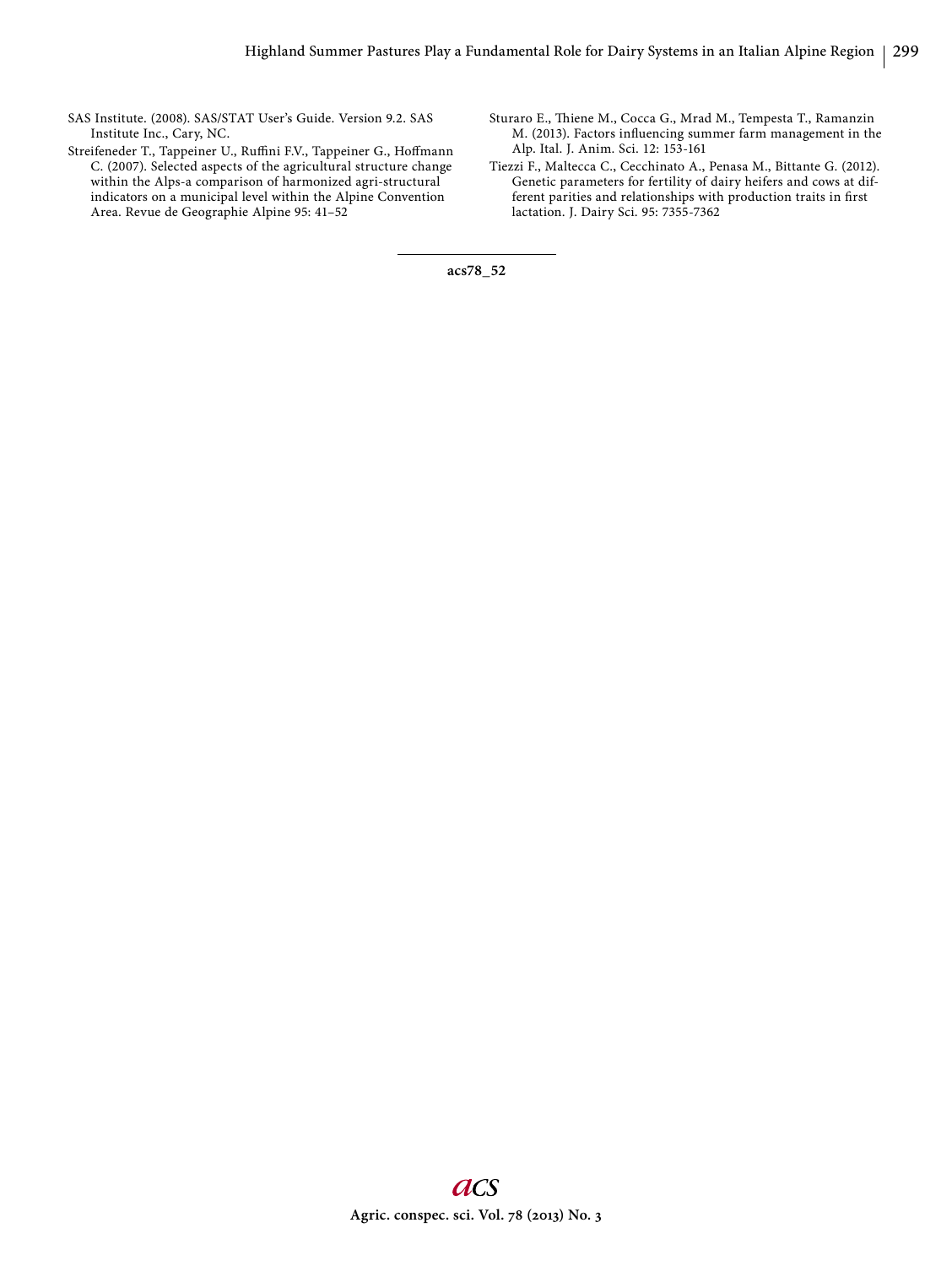SAS Institute. (2008). SAS/STAT User's Guide. Version 9.2. SAS Institute Inc., Cary, NC.

Streifeneder T., Tappeiner U., Ruffini F.V., Tappeiner G., Hoffmann C. (2007). Selected aspects of the agricultural structure change within the Alps-a comparison of harmonized agri-structural indicators on a municipal level within the Alpine Convention Area. Revue de Geographie Alpine 95: 41–52

Sturaro E., Thiene M., Cocca G., Mrad M., Tempesta T., Ramanzin M. (2013). Factors influencing summer farm management in the Alp. Ital. J. Anim. Sci. 12: 153-161

Tiezzi F., Maltecca C., Cecchinato A., Penasa M., Bittante G. (2012). Genetic parameters for fertility of dairy heifers and cows at different parities and relationships with production traits in first lactation. J. Dairy Sci. 95: 7355-7362

**acs78_52**